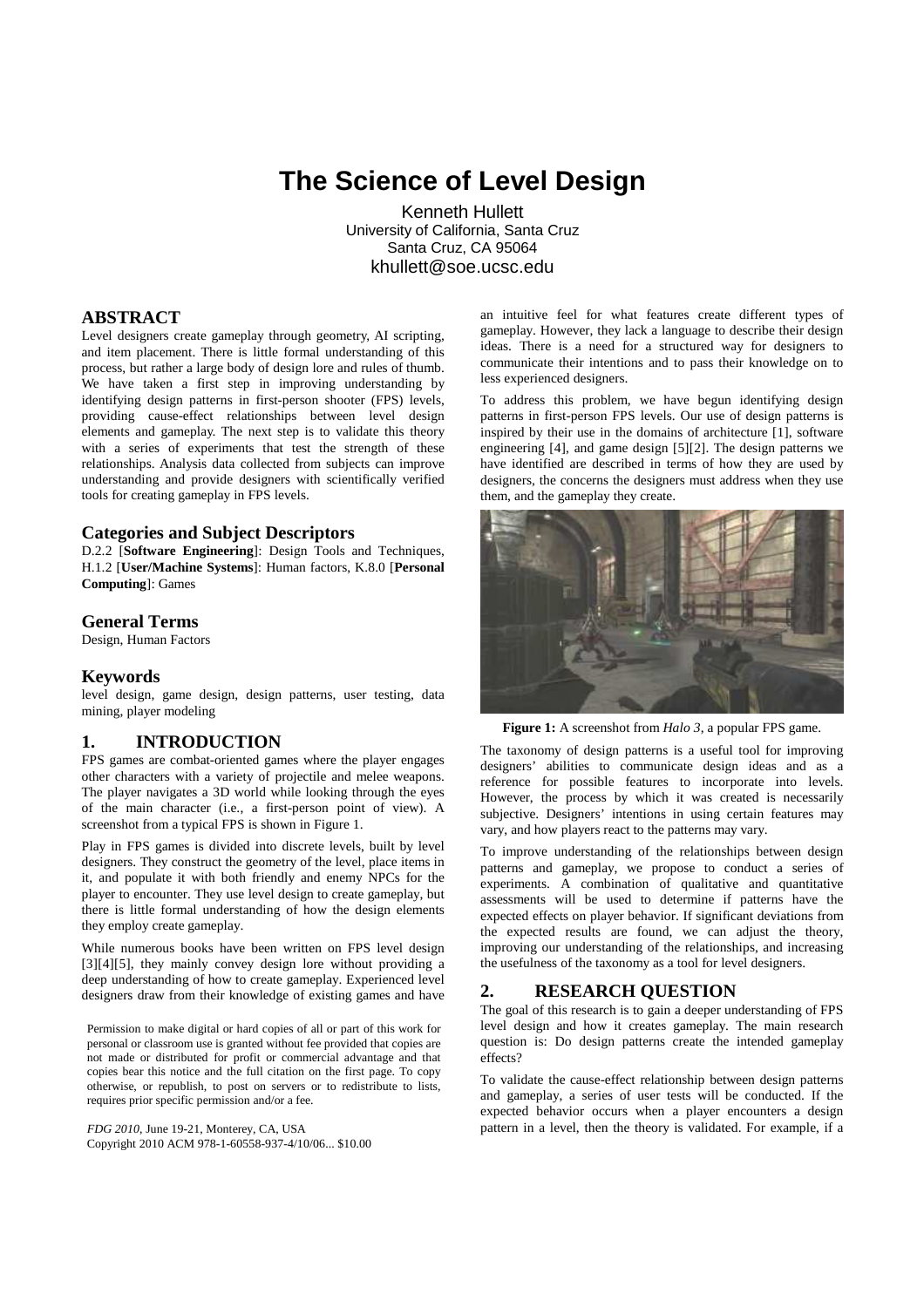# The Science of Level Design

Kenneth Hullett
University of California, Santa Cruz
Santa Cruz, CA 95064
khullett@soe.ucsc.edu

## ABSTRACT

Level designers create gameplay through geometry, AI scripting, and item placement. There is little formal understanding of this process, but rather a large body of design lore and rules of thumb. We have taken a first step in improving understanding by identifying design patterns in first-person shooter (FPS) levels, providing cause-effect relationships between level design elements and gameplay. The next step is to validate this theory with a series of experiments that test the strength of these relationships. Analysis data collected from subjects can improve understanding and provide designers with scientifically verified tools for creating gameplay in FPS levels.

### Categories and Subject Descriptors

D.2.2 [**Software Engineering**]: Design Tools and Techniques, H.1.2 [**User/Machine Systems**]: Human factors, K.8.0 [**Personal Computing**]: Games

### General Terms

Design, Human Factors

### Keywords

level design, game design, design patterns, user testing, data mining, player modeling

## 1. INTRODUCTION

FPS games are combat-oriented games where the player engages other characters with a variety of projectile and melee weapons. The player navigates a 3D world while looking through the eyes of the main character (i.e., a first-person point of view). A screenshot from a typical FPS is shown in Figure 1.

Play in FPS games is divided into discrete levels, built by level designers. They construct the geometry of the level, place items in it, and populate it with both friendly and enemy NPCs for the player to encounter. They use level design to create gameplay, but there is little formal understanding of how the design elements they employ create gameplay.

While numerous books have been written on FPS level design [3][4][5], they mainly convey design lore without providing a deep understanding of how to create gameplay. Experienced level designers draw from their knowledge of existing games and have an intuitive feel for what features create different types of gameplay. However, they lack a language to describe their design ideas. There is a need for a structured way for designers to communicate their intentions and to pass their knowledge on to less experienced designers.

To address this problem, we have begun identifying design patterns in first-person FPS levels. Our use of design patterns is inspired by their use in the domains of architecture [1], software engineering [4], and game design [5][2]. The design patterns we have identified are described in terms of how they are used by designers, the concerns the designers must address when they use them, and the gameplay they create.

**Figure 1:** A screenshot from *Halo 3*, a popular FPS game.

The taxonomy of design patterns is a useful tool for improving designers' abilities to communicate design ideas and as a reference for possible features to incorporate into levels. However, the process by which it was created is necessarily subjective. Designers' intentions in using certain features may vary, and how players react to the patterns may vary.

To improve understanding of the relationships between design patterns and gameplay, we propose to conduct a series of experiments. A combination of qualitative and quantitative assessments will be used to determine if patterns have the expected effects on player behavior. If significant deviations from the expected results are found, we can adjust the theory, improving our understanding of the relationships, and increasing the usefulness of the taxonomy as a tool for level designers.

## 2. RESEARCH QUESTION

The goal of this research is to gain a deeper understanding of FPS level design and how it creates gameplay. The main research question is: Do design patterns create the intended gameplay effects?

To validate the cause-effect relationship between design patterns and gameplay, a series of user tests will be conducted. If the expected behavior occurs when a player encounters a design pattern in a level, then the theory is validated. For example, if a

Permission to make digital or hard copies of all or part of this work for personal or classroom use is granted without fee provided that copies are not made or distributed for profit or commercial advantage and that copies bear this notice and the full citation on the first page. To copy otherwise, or republish, to post on servers or to redistribute to lists, requires prior specific permission and/or a fee.

*FDG 2010*, June 19-21, Monterey, CA, USA
Copyright 2010 ACM 978-1-60558-937-4/10/06... $10.00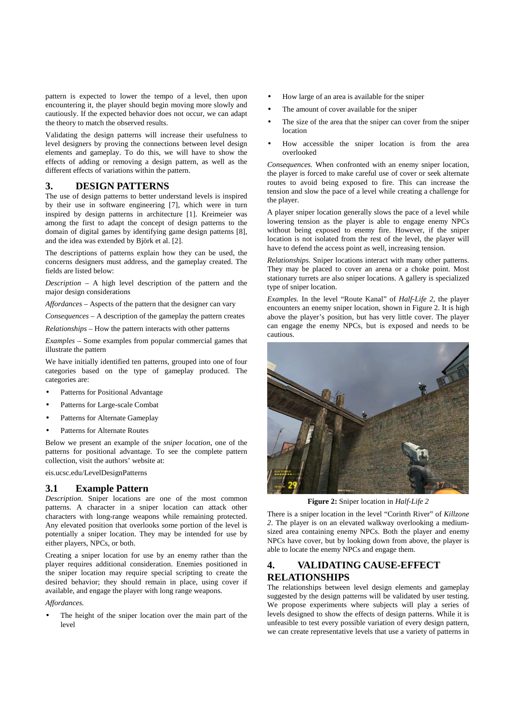pattern is expected to lower the tempo of a level, then upon encountering it, the player should begin moving more slowly and cautiously. If the expected behavior does not occur, we can adapt the theory to match the observed results.

Validating the design patterns will increase their usefulness to level designers by proving the connections between level design elements and gameplay. To do this, we will have to show the effects of adding or removing a design pattern, as well as the different effects of variations within the pattern.

## 3. DESIGN PATTERNS

The use of design patterns to better understand levels is inspired by their use in software engineering [7], which were in turn inspired by design patterns in architecture [1]. Kreimeier was among the first to adapt the concept of design patterns to the domain of digital games by identifying game design patterns [8], and the idea was extended by Björk et al. [2].

The descriptions of patterns explain how they can be used, the concerns designers must address, and the gameplay created. The fields are listed below:

*Description* – A high level description of the pattern and the major design considerations

*Affordances* – Aspects of the pattern that the designer can vary

*Consequences* – A description of the gameplay the pattern creates

*Relationships* – How the pattern interacts with other patterns

*Examples* – Some examples from popular commercial games that illustrate the pattern

We have initially identified ten patterns, grouped into one of four categories based on the type of gameplay produced. The categories are:

- Patterns for Positional Advantage
- Patterns for Large-scale Combat
- Patterns for Alternate Gameplay
- Patterns for Alternate Routes

Below we present an example of the *sniper location*, one of the patterns for positional advantage. To see the complete pattern collection, visit the authors' website at:

eis.ucsc.edu/LevelDesignPatterns

### 3.1 Example Pattern

*Description.* Sniper locations are one of the most common patterns. A character in a sniper location can attack other characters with long-range weapons while remaining protected. Any elevated position that overlooks some portion of the level is potentially a sniper location. They may be intended for use by either players, NPCs, or both.

Creating a sniper location for use by an enemy rather than the player requires additional consideration. Enemies positioned in the sniper location may require special scripting to create the desired behavior; they should remain in place, using cover if available, and engage the player with long range weapons.

*Affordances.*

- The height of the sniper location over the main part of the level
- How large of an area is available for the sniper
- The amount of cover available for the sniper
- The size of the area that the sniper can cover from the sniper location
- How accessible the sniper location is from the area overlooked

*Consequences.* When confronted with an enemy sniper location, the player is forced to make careful use of cover or seek alternate routes to avoid being exposed to fire. This can increase the tension and slow the pace of a level while creating a challenge for the player.

A player sniper location generally slows the pace of a level while lowering tension as the player is able to engage enemy NPCs without being exposed to enemy fire. However, if the sniper location is not isolated from the rest of the level, the player will have to defend the access point as well, increasing tension.

*Relationships.* Sniper locations interact with many other patterns. They may be placed to cover an arena or a choke point. Most stationary turrets are also sniper locations. A gallery is specialized type of sniper location.

*Examples.* In the level "Route Kanal" of *Half-Life 2*, the player encounters an enemy sniper location, shown in Figure 2. It is high above the player's position, but has very little cover. The player can engage the enemy NPCs, but is exposed and needs to be cautious.

**Figure 2:** Sniper location in *Half-Life 2*

There is a sniper location in the level "Corinth River" of *Killzone 2*. The player is on an elevated walkway overlooking a medium-sized area containing enemy NPCs. Both the player and enemy NPCs have cover, but by looking down from above, the player is able to locate the enemy NPCs and engage them.

## 4. VALIDATING CAUSE-EFFECT RELATIONSHIPS

The relationships between level design elements and gameplay suggested by the design patterns will be validated by user testing. We propose experiments where subjects will play a series of levels designed to show the effects of design patterns. While it is unfeasible to test every possible variation of every design pattern, we can create representative levels that use a variety of patterns in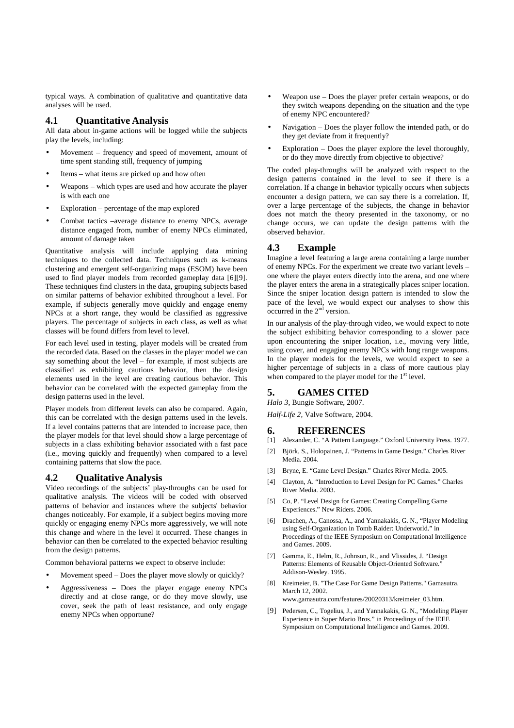typical ways. A combination of qualitative and quantitative data analyses will be used.

## 4.1 Quantitative Analysis

All data about in-game actions will be logged while the subjects play the levels, including:

- Movement – frequency and speed of movement, amount of time spent standing still, frequency of jumping
- Items – what items are picked up and how often
- Weapons – which types are used and how accurate the player is with each one
- Exploration – percentage of the map explored
- Combat tactics –average distance to enemy NPCs, average distance engaged from, number of enemy NPCs eliminated, amount of damage taken

Quantitative analysis will include applying data mining techniques to the collected data. Techniques such as k-means clustering and emergent self-organizing maps (ESOM) have been used to find player models from recorded gameplay data [6][9]. These techniques find clusters in the data, grouping subjects based on similar patterns of behavior exhibited throughout a level. For example, if subjects generally move quickly and engage enemy NPCs at a short range, they would be classified as aggressive players. The percentage of subjects in each class, as well as what classes will be found differs from level to level.

For each level used in testing, player models will be created from the recorded data. Based on the classes in the player model we can say something about the level – for example, if most subjects are classified as exhibiting cautious behavior, then the design elements used in the level are creating cautious behavior. This behavior can be correlated with the expected gameplay from the design patterns used in the level.

Player models from different levels can also be compared. Again, this can be correlated with the design patterns used in the levels. If a level contains patterns that are intended to increase pace, then the player models for that level should show a large percentage of subjects in a class exhibiting behavior associated with a fast pace (i.e., moving quickly and frequently) when compared to a level containing patterns that slow the pace.

## 4.2 Qualitative Analysis

Video recordings of the subjects' play-throughs can be used for qualitative analysis. The videos will be coded with observed patterns of behavior and instances where the subjects' behavior changes noticeably. For example, if a subject begins moving more quickly or engaging enemy NPCs more aggressively, we will note this change and where in the level it occurred. These changes in behavior can then be correlated to the expected behavior resulting from the design patterns.

Common behavioral patterns we expect to observe include:

- Movement speed – Does the player move slowly or quickly?
- Aggressiveness – Does the player engage enemy NPCs directly and at close range, or do they move slowly, use cover, seek the path of least resistance, and only engage enemy NPCs when opportune?
- Weapon use – Does the player prefer certain weapons, or do they switch weapons depending on the situation and the type of enemy NPC encountered?
- Navigation – Does the player follow the intended path, or do they get deviate from it frequently?
- Exploration – Does the player explore the level thoroughly, or do they move directly from objective to objective?

The coded play-throughs will be analyzed with respect to the design patterns contained in the level to see if there is a correlation. If a change in behavior typically occurs when subjects encounter a design pattern, we can say there is a correlation. If, over a large percentage of the subjects, the change in behavior does not match the theory presented in the taxonomy, or no change occurs, we can update the design patterns with the observed behavior.

## 4.3 Example

Imagine a level featuring a large arena containing a large number of enemy NPCs. For the experiment we create two variant levels – one where the player enters directly into the arena, and one where the player enters the arena in a strategically places sniper location. Since the sniper location design pattern is intended to slow the pace of the level, we would expect our analyses to show this occurred in the 2nd version.

In our analysis of the play-through video, we would expect to note the subject exhibiting behavior corresponding to a slower pace upon encountering the sniper location, i.e., moving very little, using cover, and engaging enemy NPCs with long range weapons. In the player models for the levels, we would expect to see a higher percentage of subjects in a class of more cautious play when compared to the player model for the 1st level.

# 5. GAMES CITED

*Halo 3*, Bungie Software, 2007.

*Half-Life 2*, Valve Software, 2004.

# 6. REFERENCES

[1] Alexander, C. "A Pattern Language." Oxford University Press. 1977.

[2] Björk, S., Holopainen, J. "Patterns in Game Design." Charles River Media. 2004.

[3] Bryne, E. "Game Level Design." Charles River Media. 2005.

[4] Clayton, A. "Introduction to Level Design for PC Games." Charles River Media. 2003.

[5] Co, P. "Level Design for Games: Creating Compelling Game Experiences." New Riders. 2006.

[6] Drachen, A., Canossa, A., and Yannakakis, G. N., "Player Modeling using Self-Organization in Tomb Raider: Underworld." in Proceedings of the IEEE Symposium on Computational Intelligence and Games. 2009.

[7] Gamma, E., Helm, R., Johnson, R., and Vlissides, J. "Design Patterns: Elements of Reusable Object-Oriented Software." Addison-Wesley. 1995.

[8] Kreimeier, B. "The Case For Game Design Patterns." Gamasutra. March 12, 2002. www.gamasutra.com/features/20020313/kreimeier_03.htm.

[9] Pedersen, C., Togelius, J., and Yannakakis, G. N., "Modeling Player Experience in Super Mario Bros." in Proceedings of the IEEE Symposium on Computational Intelligence and Games. 2009.